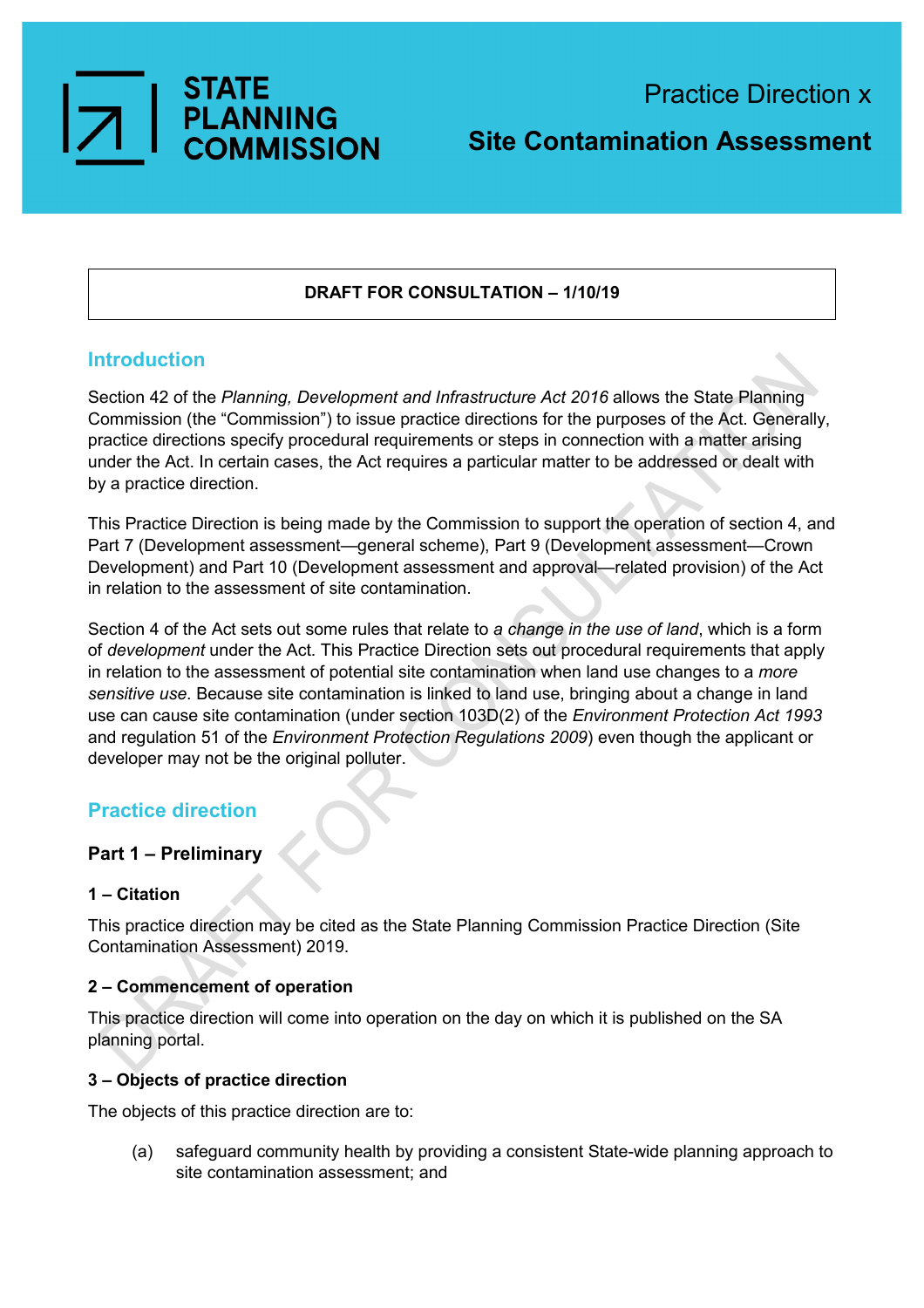STATE PLANNING COMMISSION

# Practice Direction x

# Site Contamination Assessment

**DRAFT FOR CONSULTATION – 1/10/19**

## Introduction

Section 42 of the *Planning, Development and Infrastructure Act 2016* allows the State Planning Commission (the "Commission") to issue practice directions for the purposes of the Act. Generally, practice directions specify procedural requirements or steps in connection with a matter arising under the Act. In certain cases, the Act requires a particular matter to be addressed or dealt with by a practice direction.

This Practice Direction is being made by the Commission to support the operation of section 4, and Part 7 (Development assessment—general scheme), Part 9 (Development assessment—Crown Development) and Part 10 (Development assessment and approval—related provision) of the Act in relation to the assessment of site contamination.

Section 4 of the Act sets out some rules that relate to *a change in the use of land*, which is a form of *development* under the Act. This Practice Direction sets out procedural requirements that apply in relation to the assessment of potential site contamination when land use changes to a *more sensitive use*. Because site contamination is linked to land use, bringing about a change in land use can cause site contamination (under section 103D(2) of the *Environment Protection Act 1993* and regulation 51 of the *Environment Protection Regulations 2009*) even though the applicant or developer may not be the original polluter.

## Practice direction

### Part 1 – Preliminary

#### 1 – Citation

This practice direction may be cited as the State Planning Commission Practice Direction (Site Contamination Assessment) 2019.

#### 2 – Commencement of operation

This practice direction will come into operation on the day on which it is published on the SA planning portal.

#### 3 – Objects of practice direction

The objects of this practice direction are to:

(a) safeguard community health by providing a consistent State-wide planning approach to site contamination assessment; and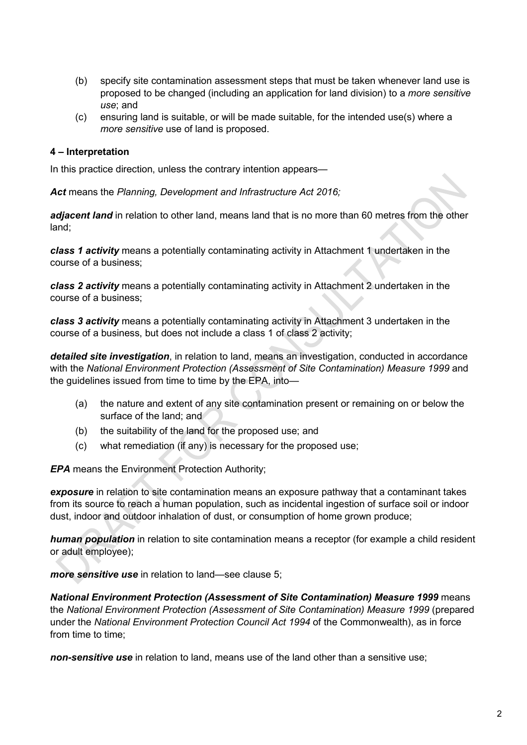(b) specify site contamination assessment steps that must be taken whenever land use is proposed to be changed (including an application for land division) to a *more sensitive use*; and

(c) ensuring land is suitable, or will be made suitable, for the intended use(s) where a *more sensitive* use of land is proposed.

### 4 – Interpretation

In this practice direction, unless the contrary intention appears—

***Act*** means the *Planning, Development and Infrastructure Act 2016;*

***adjacent land*** in relation to other land, means land that is no more than 60 metres from the other land;

***class 1 activity*** means a potentially contaminating activity in Attachment 1 undertaken in the course of a business;

***class 2 activity*** means a potentially contaminating activity in Attachment 2 undertaken in the course of a business;

***class 3 activity*** means a potentially contaminating activity in Attachment 3 undertaken in the course of a business, but does not include a class 1 of class 2 activity;

***detailed site investigation***, in relation to land, means an investigation, conducted in accordance with the *National Environment Protection (Assessment of Site Contamination) Measure 1999* and the guidelines issued from time to time by the EPA, into—

(a) the nature and extent of any site contamination present or remaining on or below the surface of the land; and

(b) the suitability of the land for the proposed use; and

(c) what remediation (if any) is necessary for the proposed use;

***EPA*** means the Environment Protection Authority;

***exposure*** in relation to site contamination means an exposure pathway that a contaminant takes from its source to reach a human population, such as incidental ingestion of surface soil or indoor dust, indoor and outdoor inhalation of dust, or consumption of home grown produce;

***human population*** in relation to site contamination means a receptor (for example a child resident or adult employee);

***more sensitive use*** in relation to land—see clause 5;

***National Environment Protection (Assessment of Site Contamination) Measure 1999*** means the *National Environment Protection (Assessment of Site Contamination) Measure 1999* (prepared under the *National Environment Protection Council Act 1994* of the Commonwealth), as in force from time to time;

***non-sensitive use*** in relation to land, means use of the land other than a sensitive use;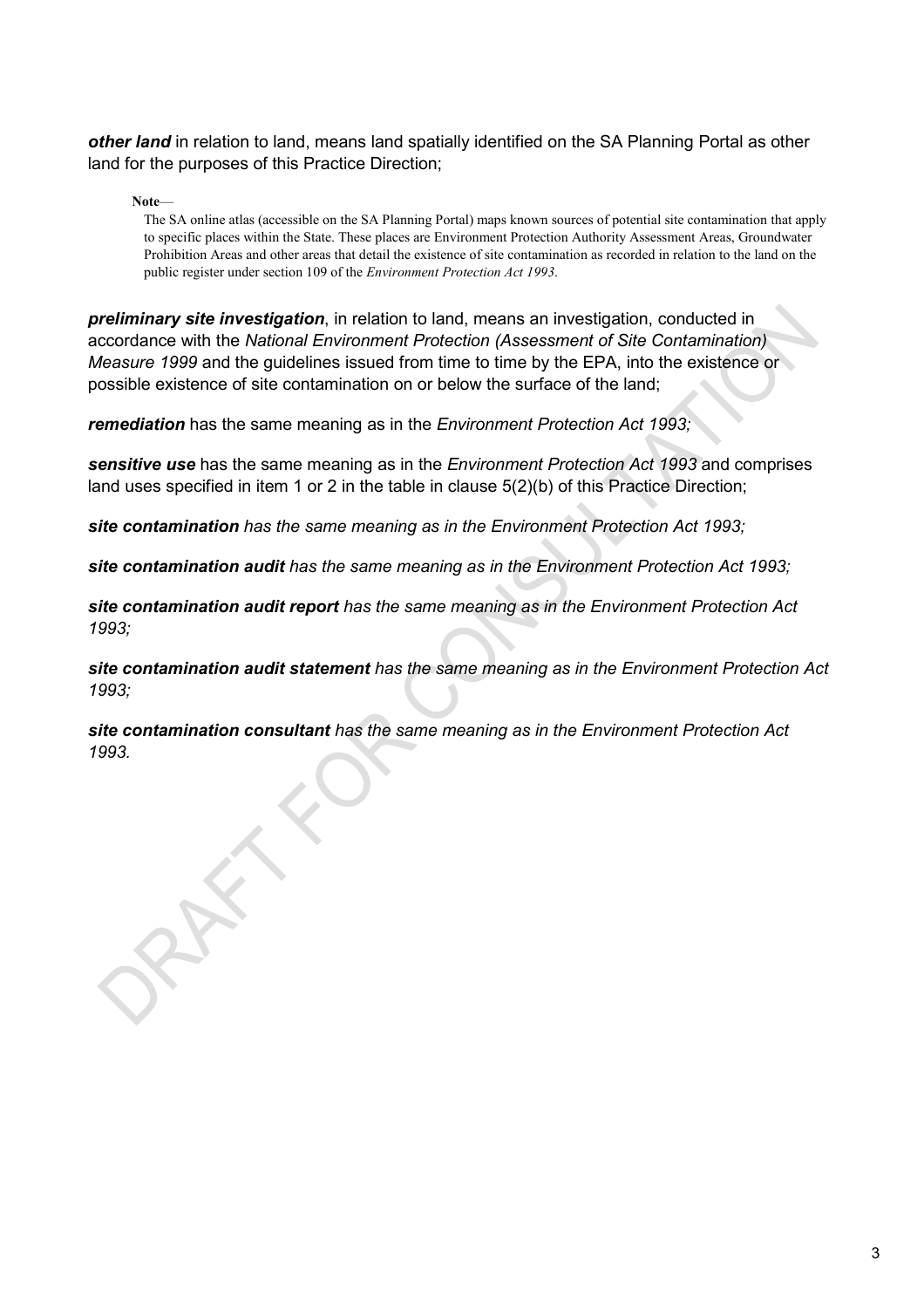***other land*** in relation to land, means land spatially identified on the SA Planning Portal as other land for the purposes of this Practice Direction;

**Note**—

The SA online atlas (accessible on the SA Planning Portal) maps known sources of potential site contamination that apply to specific places within the State. These places are Environment Protection Authority Assessment Areas, Groundwater Prohibition Areas and other areas that detail the existence of site contamination as recorded in relation to the land on the public register under section 109 of the *Environment Protection Act 1993*.

***preliminary site investigation***, in relation to land, means an investigation, conducted in accordance with the *National Environment Protection (Assessment of Site Contamination) Measure 1999* and the guidelines issued from time to time by the EPA, into the existence or possible existence of site contamination on or below the surface of the land;

***remediation*** has the same meaning as in the *Environment Protection Act 1993;*

***sensitive use*** has the same meaning as in the *Environment Protection Act 1993* and comprises land uses specified in item 1 or 2 in the table in clause 5(2)(b) of this Practice Direction;

***site contamination*** *has the same meaning as in the Environment Protection Act 1993;*

***site contamination audit*** *has the same meaning as in the Environment Protection Act 1993;*

***site contamination audit report*** *has the same meaning as in the Environment Protection Act 1993;*

***site contamination audit statement*** *has the same meaning as in the Environment Protection Act 1993;*

***site contamination consultant*** *has the same meaning as in the Environment Protection Act 1993*.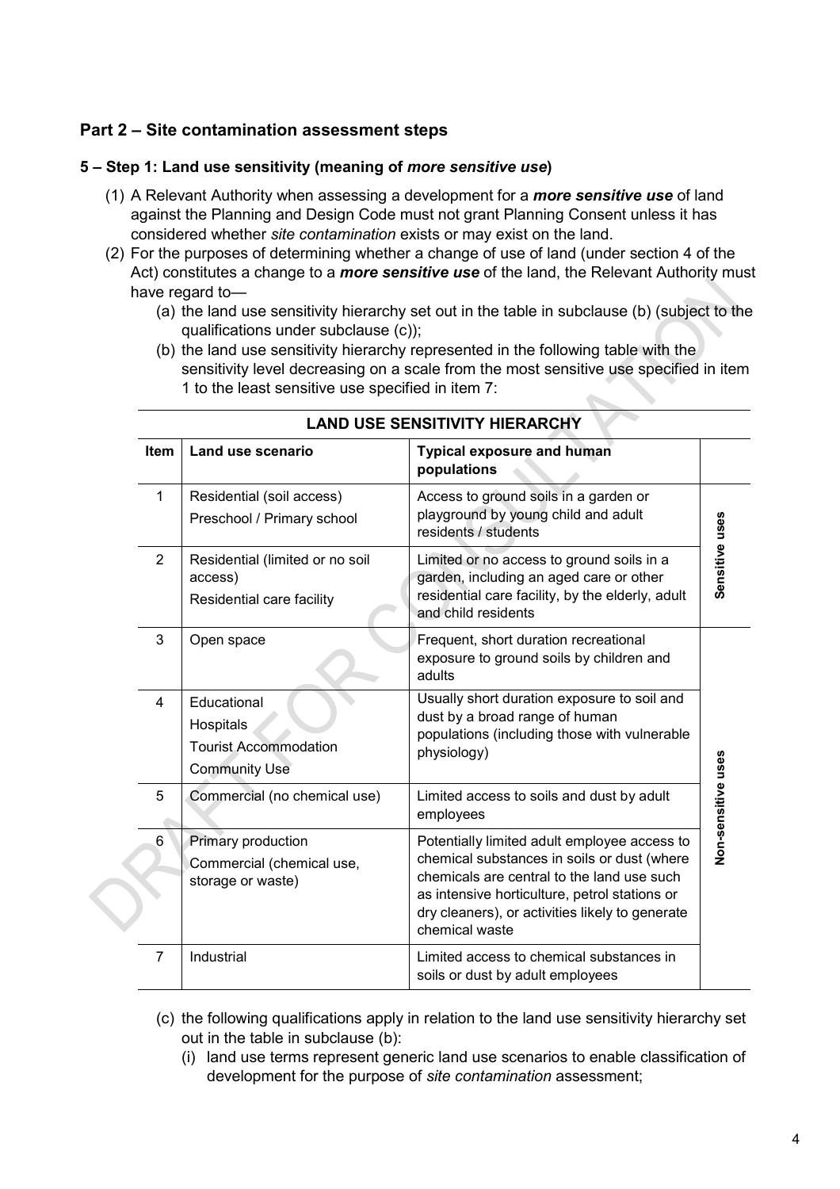## Part 2 – Site contamination assessment steps

### 5 – Step 1: Land use sensitivity (meaning of *more sensitive use*)

(1) A Relevant Authority when assessing a development for a ***more sensitive use*** of land against the Planning and Design Code must not grant Planning Consent unless it has considered whether *site contamination* exists or may exist on the land.

(2) For the purposes of determining whether a change of use of land (under section 4 of the Act) constitutes a change to a ***more sensitive use*** of the land, the Relevant Authority must have regard to—

(a) the land use sensitivity hierarchy set out in the table in subclause (b) (subject to the qualifications under subclause (c));

(b) the land use sensitivity hierarchy represented in the following table with the sensitivity level decreasing on a scale from the most sensitive use specified in item 1 to the least sensitive use specified in item 7:

**LAND USE SENSITIVITY HIERARCHY**

| Item | Land use scenario | Typical exposure and human populations | |
|---|---|---|---|
| 1 | Residential (soil access)<br>Preschool / Primary school | Access to ground soils in a garden or playground by young child and adult residents / students | Sensitive uses |
| 2 | Residential (limited or no soil access)<br>Residential care facility | Limited or no access to ground soils in a garden, including an aged care or other residential care facility, by the elderly, adult and child residents | Sensitive uses |
| 3 | Open space | Frequent, short duration recreational exposure to ground soils by children and adults | Non-sensitive uses |
| 4 | Educational<br>Hospitals<br>Tourist Accommodation<br>Community Use | Usually short duration exposure to soil and dust by a broad range of human populations (including those with vulnerable physiology) | Non-sensitive uses |
| 5 | Commercial (no chemical use) | Limited access to soils and dust by adult employees | Non-sensitive uses |
| 6 | Primary production<br>Commercial (chemical use, storage or waste) | Potentially limited adult employee access to chemical substances in soils or dust (where chemicals are central to the land use such as intensive horticulture, petrol stations or dry cleaners), or activities likely to generate chemical waste | Non-sensitive uses |
| 7 | Industrial | Limited access to chemical substances in soils or dust by adult employees | Non-sensitive uses |

(c) the following qualifications apply in relation to the land use sensitivity hierarchy set out in the table in subclause (b):

(i) land use terms represent generic land use scenarios to enable classification of development for the purpose of *site contamination* assessment;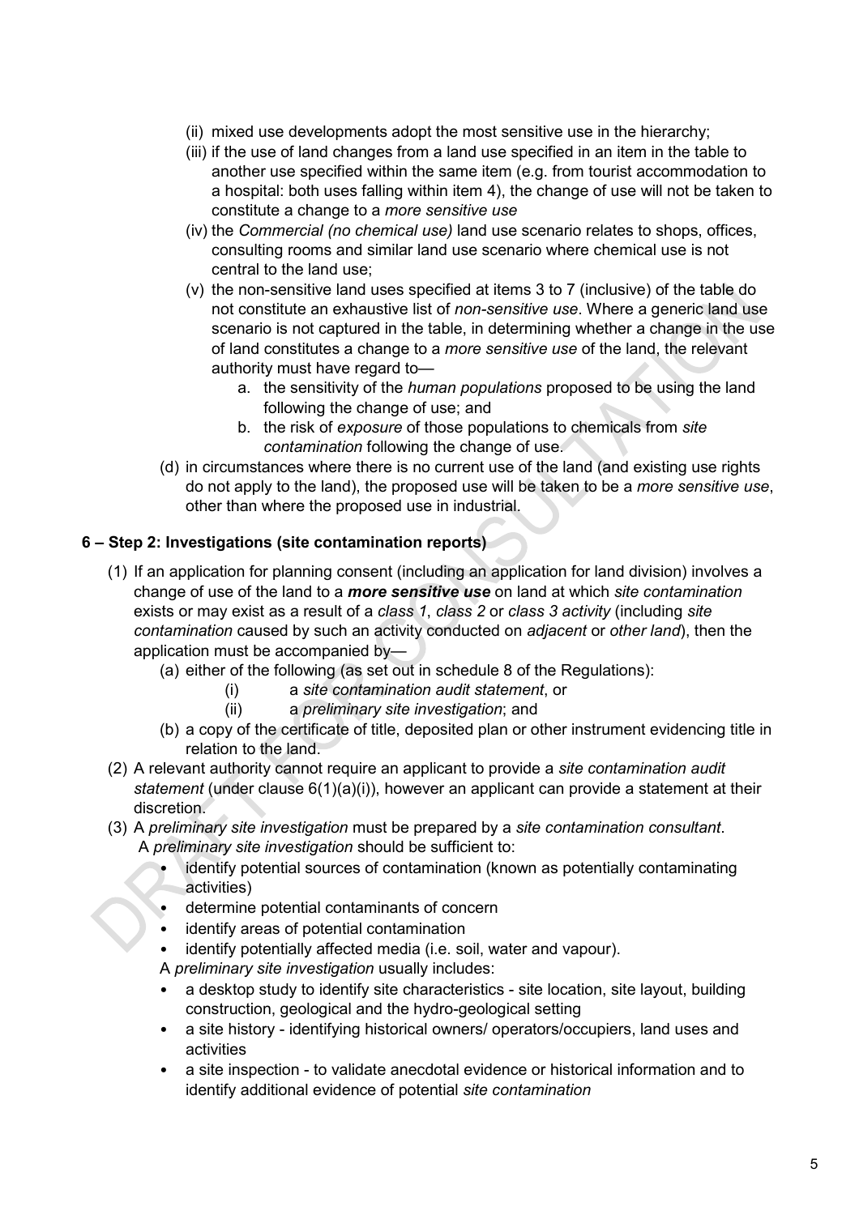(ii) mixed use developments adopt the most sensitive use in the hierarchy;

(iii) if the use of land changes from a land use specified in an item in the table to another use specified within the same item (e.g. from tourist accommodation to a hospital: both uses falling within item 4), the change of use will not be taken to constitute a change to a *more sensitive use*

(iv) the *Commercial (no chemical use)* land use scenario relates to shops, offices, consulting rooms and similar land use scenario where chemical use is not central to the land use;

(v) the non-sensitive land uses specified at items 3 to 7 (inclusive) of the table do not constitute an exhaustive list of *non-sensitive use*. Where a generic land use scenario is not captured in the table, in determining whether a change in the use of land constitutes a change to a *more sensitive use* of the land, the relevant authority must have regard to—

a. the sensitivity of the *human populations* proposed to be using the land following the change of use; and

b. the risk of *exposure* of those populations to chemicals from *site contamination* following the change of use.

(d) in circumstances where there is no current use of the land (and existing use rights do not apply to the land), the proposed use will be taken to be a *more sensitive use*, other than where the proposed use in industrial.

## 6 – Step 2: Investigations (site contamination reports)

(1) If an application for planning consent (including an application for land division) involves a change of use of the land to a ***more sensitive use*** on land at which *site contamination* exists or may exist as a result of a *class 1*, *class 2* or *class 3 activity* (including *site contamination* caused by such an activity conducted on *adjacent* or *other land*), then the application must be accompanied by—

(a) either of the following (as set out in schedule 8 of the Regulations):

(i) a *site contamination audit statement*, or

(ii) a *preliminary site investigation*; and

(b) a copy of the certificate of title, deposited plan or other instrument evidencing title in relation to the land.

(2) A relevant authority cannot require an applicant to provide a *site contamination audit statement* (under clause 6(1)(a)(i)), however an applicant can provide a statement at their discretion.

(3) A *preliminary site investigation* must be prepared by a *site contamination consultant*.
A *preliminary site investigation* should be sufficient to:

- identify potential sources of contamination (known as potentially contaminating activities)
- determine potential contaminants of concern
- identify areas of potential contamination
- identify potentially affected media (i.e. soil, water and vapour).

A *preliminary site investigation* usually includes:

- a desktop study to identify site characteristics - site location, site layout, building construction, geological and the hydro-geological setting
- a site history - identifying historical owners/ operators/occupiers, land uses and activities
- a site inspection - to validate anecdotal evidence or historical information and to identify additional evidence of potential *site contamination*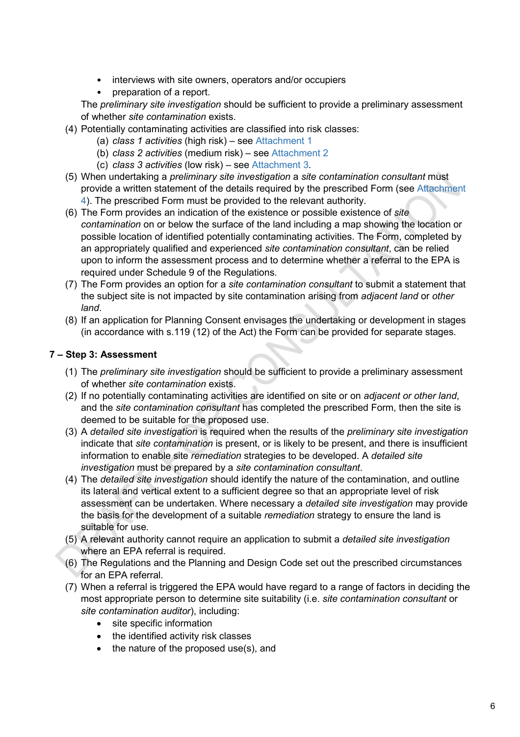- interviews with site owners, operators and/or occupiers
- preparation of a report.

The *preliminary site investigation* should be sufficient to provide a preliminary assessment of whether *site contamination* exists.

(4) Potentially contaminating activities are classified into risk classes:

  (a) *class 1 activities* (high risk) – see Attachment 1
  (b) *class 2 activities* (medium risk) – see Attachment 2
  (c) *class 3 activities* (low risk) – see Attachment 3.

(5) When undertaking a *preliminary site investigation* a *site contamination consultant* must provide a written statement of the details required by the prescribed Form (see Attachment 4). The prescribed Form must be provided to the relevant authority.

(6) The Form provides an indication of the existence or possible existence of *site contamination* on or below the surface of the land including a map showing the location or possible location of identified potentially contaminating activities. The Form, completed by an appropriately qualified and experienced *site contamination consultant*, can be relied upon to inform the assessment process and to determine whether a referral to the EPA is required under Schedule 9 of the Regulations.

(7) The Form provides an option for a *site contamination consultant* to submit a statement that the subject site is not impacted by site contamination arising from *adjacent land* or *other land*.

(8) If an application for Planning Consent envisages the undertaking or development in stages (in accordance with s.119 (12) of the Act) the Form can be provided for separate stages.

## 7 – Step 3: Assessment

(1) The *preliminary site investigation* should be sufficient to provide a preliminary assessment of whether *site contamination* exists.

(2) If no potentially contaminating activities are identified on site or on *adjacent or other land*, and the *site contamination consultant* has completed the prescribed Form, then the site is deemed to be suitable for the proposed use.

(3) A *detailed site investigation* is required when the results of the *preliminary site investigation* indicate that *site contamination* is present, or is likely to be present, and there is insufficient information to enable site *remediation* strategies to be developed. A *detailed site investigation* must be prepared by a *site contamination consultant*.

(4) The *detailed site investigation* should identify the nature of the contamination, and outline its lateral and vertical extent to a sufficient degree so that an appropriate level of risk assessment can be undertaken. Where necessary a *detailed site investigation* may provide the basis for the development of a suitable *remediation* strategy to ensure the land is suitable for use.

(5) A relevant authority cannot require an application to submit a *detailed site investigation* where an EPA referral is required.

(6) The Regulations and the Planning and Design Code set out the prescribed circumstances for an EPA referral.

(7) When a referral is triggered the EPA would have regard to a range of factors in deciding the most appropriate person to determine site suitability (i.e. *site contamination consultant* or *site contamination auditor*), including:

- site specific information
- the identified activity risk classes
- the nature of the proposed use(s), and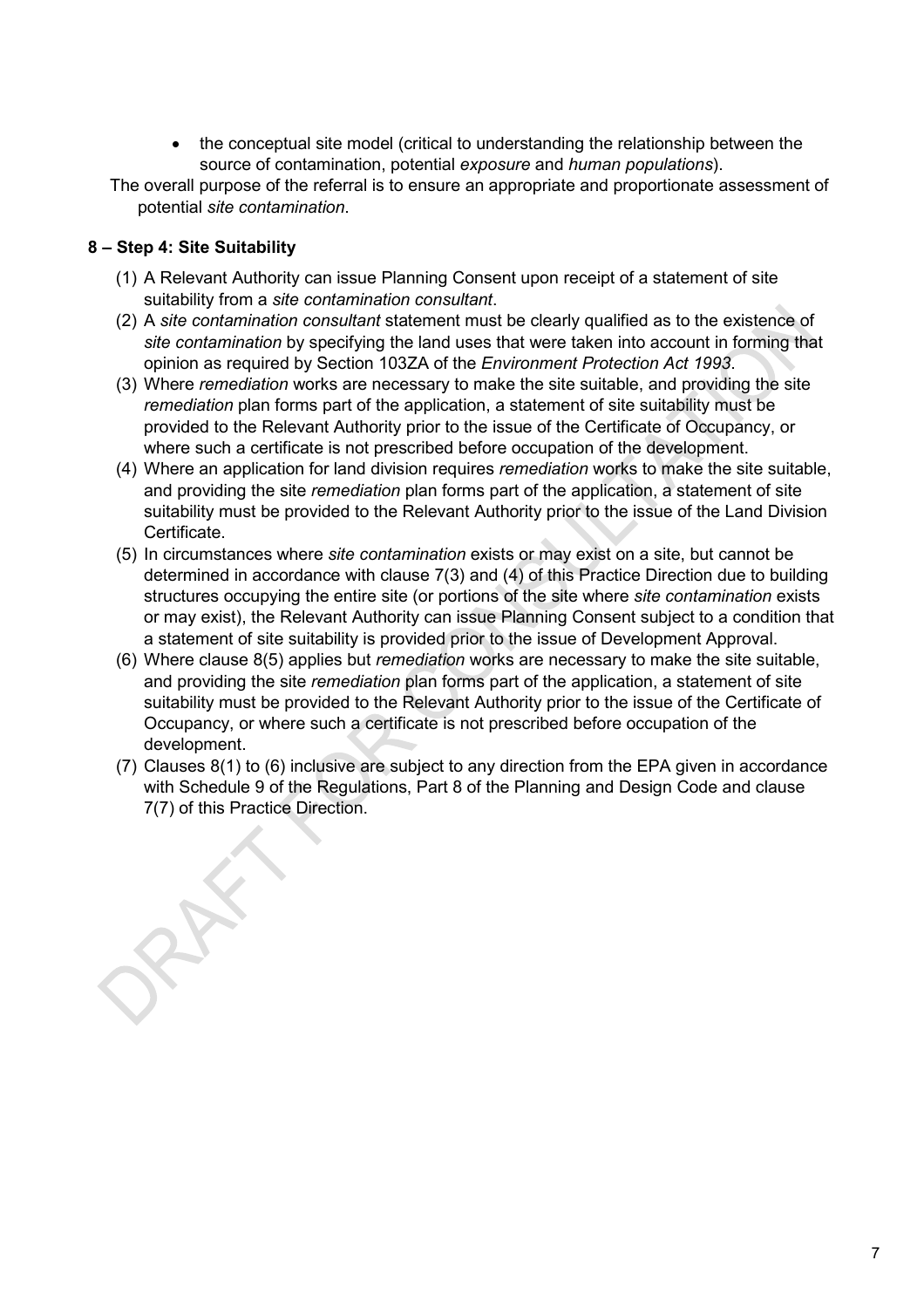- the conceptual site model (critical to understanding the relationship between the source of contamination, potential *exposure* and *human populations*).

The overall purpose of the referral is to ensure an appropriate and proportionate assessment of potential *site contamination*.

#### 8 – Step 4: Site Suitability

(1) A Relevant Authority can issue Planning Consent upon receipt of a statement of site suitability from a *site contamination consultant*.

(2) A *site contamination consultant* statement must be clearly qualified as to the existence of *site contamination* by specifying the land uses that were taken into account in forming that opinion as required by Section 103ZA of the *Environment Protection Act 1993*.

(3) Where *remediation* works are necessary to make the site suitable, and providing the site *remediation* plan forms part of the application, a statement of site suitability must be provided to the Relevant Authority prior to the issue of the Certificate of Occupancy, or where such a certificate is not prescribed before occupation of the development.

(4) Where an application for land division requires *remediation* works to make the site suitable, and providing the site *remediation* plan forms part of the application, a statement of site suitability must be provided to the Relevant Authority prior to the issue of the Land Division Certificate.

(5) In circumstances where *site contamination* exists or may exist on a site, but cannot be determined in accordance with clause 7(3) and (4) of this Practice Direction due to building structures occupying the entire site (or portions of the site where *site contamination* exists or may exist), the Relevant Authority can issue Planning Consent subject to a condition that a statement of site suitability is provided prior to the issue of Development Approval.

(6) Where clause 8(5) applies but *remediation* works are necessary to make the site suitable, and providing the site *remediation* plan forms part of the application, a statement of site suitability must be provided to the Relevant Authority prior to the issue of the Certificate of Occupancy, or where such a certificate is not prescribed before occupation of the development.

(7) Clauses 8(1) to (6) inclusive are subject to any direction from the EPA given in accordance with Schedule 9 of the Regulations, Part 8 of the Planning and Design Code and clause 7(7) of this Practice Direction.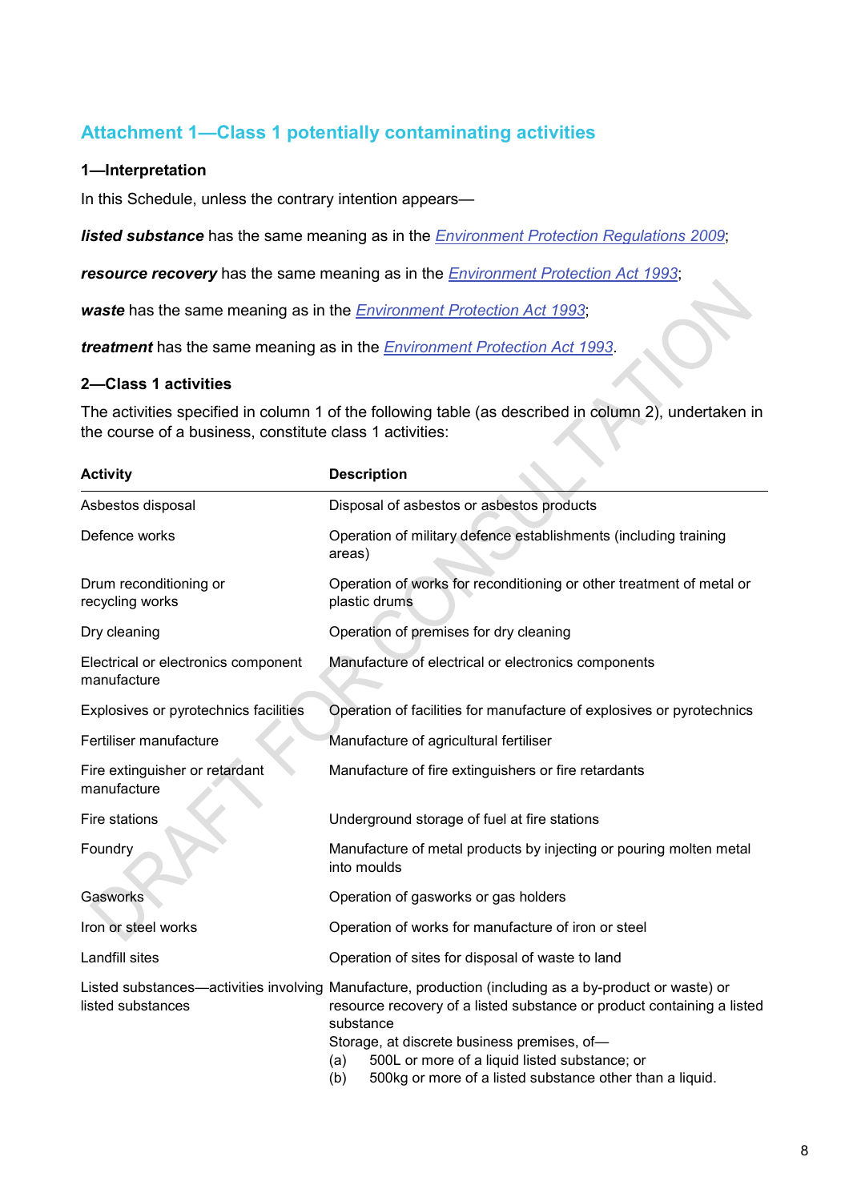## Attachment 1—Class 1 potentially contaminating activities

### 1—Interpretation

In this Schedule, unless the contrary intention appears—

***listed substance*** has the same meaning as in the *Environment Protection Regulations 2009*;

***resource recovery*** has the same meaning as in the *Environment Protection Act 1993*;

***waste*** has the same meaning as in the *Environment Protection Act 1993*;

***treatment*** has the same meaning as in the *Environment Protection Act 1993*.

### 2—Class 1 activities

The activities specified in column 1 of the following table (as described in column 2), undertaken in the course of a business, constitute class 1 activities:

| Activity | Description |
|---|---|
| Asbestos disposal | Disposal of asbestos or asbestos products |
| Defence works | Operation of military defence establishments (including training areas) |
| Drum reconditioning or recycling works | Operation of works for reconditioning or other treatment of metal or plastic drums |
| Dry cleaning | Operation of premises for dry cleaning |
| Electrical or electronics component manufacture | Manufacture of electrical or electronics components |
| Explosives or pyrotechnics facilities | Operation of facilities for manufacture of explosives or pyrotechnics |
| Fertiliser manufacture | Manufacture of agricultural fertiliser |
| Fire extinguisher or retardant manufacture | Manufacture of fire extinguishers or fire retardants |
| Fire stations | Underground storage of fuel at fire stations |
| Foundry | Manufacture of metal products by injecting or pouring molten metal into moulds |
| Gasworks | Operation of gasworks or gas holders |
| Iron or steel works | Operation of works for manufacture of iron or steel |
| Landfill sites | Operation of sites for disposal of waste to land |
| Listed substances—activities involving listed substances | Manufacture, production (including as a by-product or waste) or resource recovery of a listed substance or product containing a listed substance<br>Storage, at discrete business premises, of—<br>(a) 500L or more of a liquid listed substance; or<br>(b) 500kg or more of a listed substance other than a liquid. |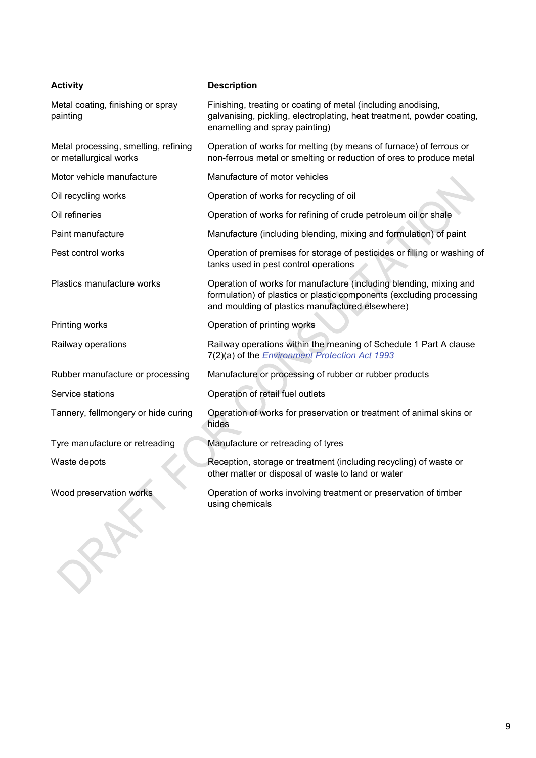| Activity | Description |
|---|---|
| Metal coating, finishing or spray painting | Finishing, treating or coating of metal (including anodising, galvanising, pickling, electroplating, heat treatment, powder coating, enamelling and spray painting) |
| Metal processing, smelting, refining or metallurgical works | Operation of works for melting (by means of furnace) of ferrous or non-ferrous metal or smelting or reduction of ores to produce metal |
| Motor vehicle manufacture | Manufacture of motor vehicles |
| Oil recycling works | Operation of works for recycling of oil |
| Oil refineries | Operation of works for refining of crude petroleum oil or shale |
| Paint manufacture | Manufacture (including blending, mixing and formulation) of paint |
| Pest control works | Operation of premises for storage of pesticides or filling or washing of tanks used in pest control operations |
| Plastics manufacture works | Operation of works for manufacture (including blending, mixing and formulation) of plastics or plastic components (excluding processing and moulding of plastics manufactured elsewhere) |
| Printing works | Operation of printing works |
| Railway operations | Railway operations within the meaning of Schedule 1 Part A clause 7(2)(a) of the *Environment Protection Act 1993* |
| Rubber manufacture or processing | Manufacture or processing of rubber or rubber products |
| Service stations | Operation of retail fuel outlets |
| Tannery, fellmongery or hide curing | Operation of works for preservation or treatment of animal skins or hides |
| Tyre manufacture or retreading | Manufacture or retreading of tyres |
| Waste depots | Reception, storage or treatment (including recycling) of waste or other matter or disposal of waste to land or water |
| Wood preservation works | Operation of works involving treatment or preservation of timber using chemicals |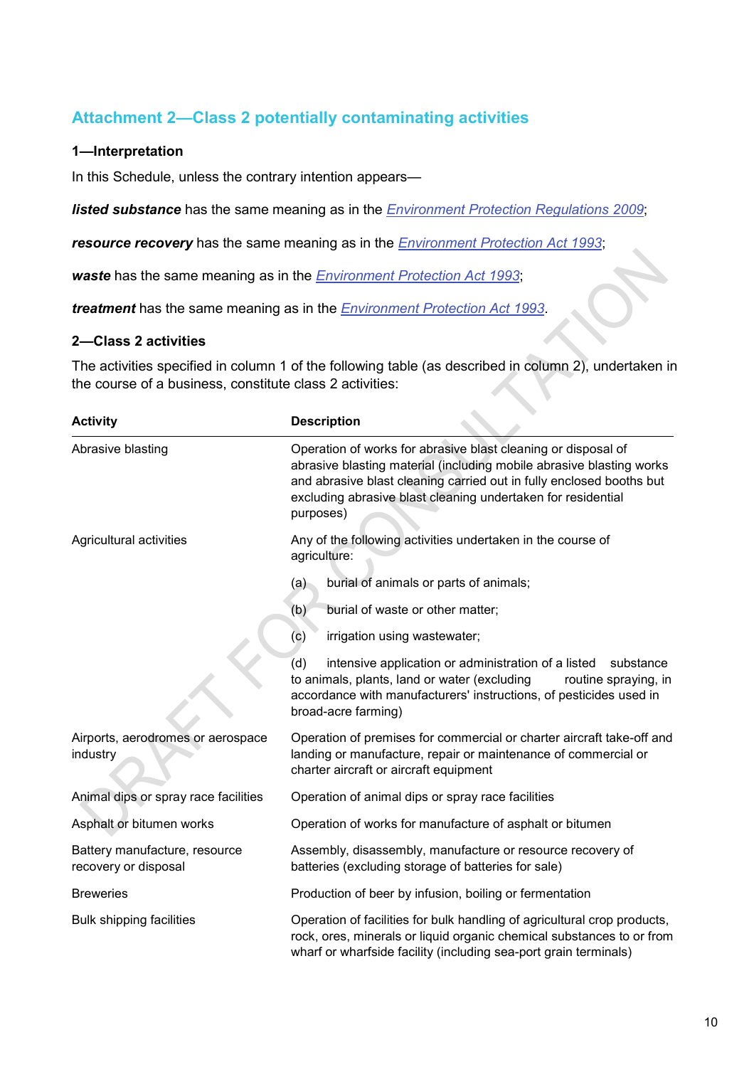## Attachment 2—Class 2 potentially contaminating activities

### 1—Interpretation

In this Schedule, unless the contrary intention appears—

***listed substance*** has the same meaning as in the *Environment Protection Regulations 2009*;

***resource recovery*** has the same meaning as in the *Environment Protection Act 1993*;

***waste*** has the same meaning as in the *Environment Protection Act 1993*;

***treatment*** has the same meaning as in the *Environment Protection Act 1993*.

### 2—Class 2 activities

The activities specified in column 1 of the following table (as described in column 2), undertaken in the course of a business, constitute class 2 activities:

| Activity | Description |
|---|---|
| Abrasive blasting | Operation of works for abrasive blast cleaning or disposal of abrasive blasting material (including mobile abrasive blasting works and abrasive blast cleaning carried out in fully enclosed booths but excluding abrasive blast cleaning undertaken for residential purposes) |
| Agricultural activities | Any of the following activities undertaken in the course of agriculture:<br>(a) burial of animals or parts of animals;<br>(b) burial of waste or other matter;<br>(c) irrigation using wastewater;<br>(d) intensive application or administration of a listed substance to animals, plants, land or water (excluding routine spraying, in accordance with manufacturers' instructions, of pesticides used in broad-acre farming) |
| Airports, aerodromes or aerospace industry | Operation of premises for commercial or charter aircraft take-off and landing or manufacture, repair or maintenance of commercial or charter aircraft or aircraft equipment |
| Animal dips or spray race facilities | Operation of animal dips or spray race facilities |
| Asphalt or bitumen works | Operation of works for manufacture of asphalt or bitumen |
| Battery manufacture, resource recovery or disposal | Assembly, disassembly, manufacture or resource recovery of batteries (excluding storage of batteries for sale) |
| Breweries | Production of beer by infusion, boiling or fermentation |
| Bulk shipping facilities | Operation of facilities for bulk handling of agricultural crop products, rock, ores, minerals or liquid organic chemical substances to or from wharf or wharfside facility (including sea-port grain terminals) |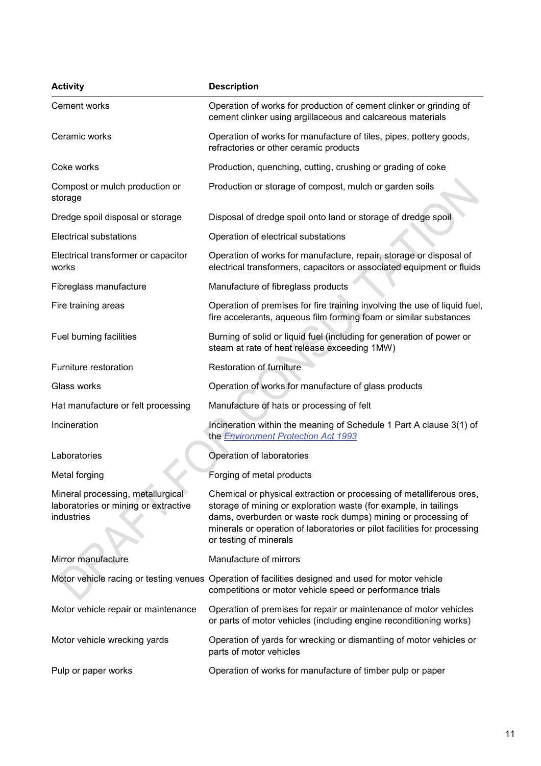| Activity | Description |
|---|---|
| Cement works | Operation of works for production of cement clinker or grinding of cement clinker using argillaceous and calcareous materials |
| Ceramic works | Operation of works for manufacture of tiles, pipes, pottery goods, refractories or other ceramic products |
| Coke works | Production, quenching, cutting, crushing or grading of coke |
| Compost or mulch production or storage | Production or storage of compost, mulch or garden soils |
| Dredge spoil disposal or storage | Disposal of dredge spoil onto land or storage of dredge spoil |
| Electrical substations | Operation of electrical substations |
| Electrical transformer or capacitor works | Operation of works for manufacture, repair, storage or disposal of electrical transformers, capacitors or associated equipment or fluids |
| Fibreglass manufacture | Manufacture of fibreglass products |
| Fire training areas | Operation of premises for fire training involving the use of liquid fuel, fire accelerants, aqueous film forming foam or similar substances |
| Fuel burning facilities | Burning of solid or liquid fuel (including for generation of power or steam at rate of heat release exceeding 1MW) |
| Furniture restoration | Restoration of furniture |
| Glass works | Operation of works for manufacture of glass products |
| Hat manufacture or felt processing | Manufacture of hats or processing of felt |
| Incineration | Incineration within the meaning of Schedule 1 Part A clause 3(1) of the *Environment Protection Act 1993* |
| Laboratories | Operation of laboratories |
| Metal forging | Forging of metal products |
| Mineral processing, metallurgical laboratories or mining or extractive industries | Chemical or physical extraction or processing of metalliferous ores, storage of mining or exploration waste (for example, in tailings dams, overburden or waste rock dumps) mining or processing of minerals or operation of laboratories or pilot facilities for processing or testing of minerals |
| Mirror manufacture | Manufacture of mirrors |
| Motor vehicle racing or testing venues | Operation of facilities designed and used for motor vehicle competitions or motor vehicle speed or performance trials |
| Motor vehicle repair or maintenance | Operation of premises for repair or maintenance of motor vehicles or parts of motor vehicles (including engine reconditioning works) |
| Motor vehicle wrecking yards | Operation of yards for wrecking or dismantling of motor vehicles or parts of motor vehicles |
| Pulp or paper works | Operation of works for manufacture of timber pulp or paper |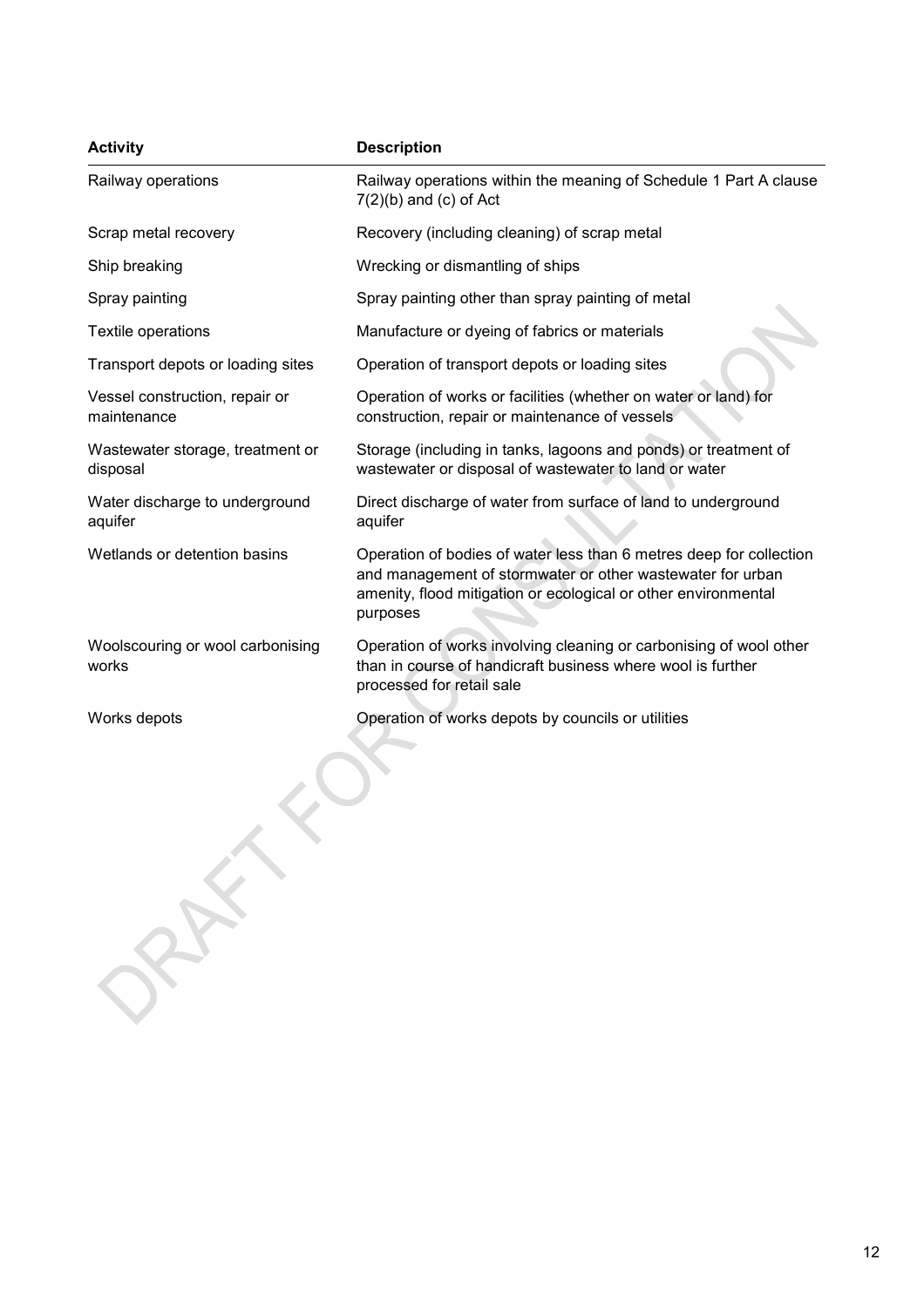| Activity | Description |
| --- | --- |
| Railway operations | Railway operations within the meaning of Schedule 1 Part A clause 7(2)(b) and (c) of Act |
| Scrap metal recovery | Recovery (including cleaning) of scrap metal |
| Ship breaking | Wrecking or dismantling of ships |
| Spray painting | Spray painting other than spray painting of metal |
| Textile operations | Manufacture or dyeing of fabrics or materials |
| Transport depots or loading sites | Operation of transport depots or loading sites |
| Vessel construction, repair or maintenance | Operation of works or facilities (whether on water or land) for construction, repair or maintenance of vessels |
| Wastewater storage, treatment or disposal | Storage (including in tanks, lagoons and ponds) or treatment of wastewater or disposal of wastewater to land or water |
| Water discharge to underground aquifer | Direct discharge of water from surface of land to underground aquifer |
| Wetlands or detention basins | Operation of bodies of water less than 6 metres deep for collection and management of stormwater or other wastewater for urban amenity, flood mitigation or ecological or other environmental purposes |
| Woolscouring or wool carbonising works | Operation of works involving cleaning or carbonising of wool other than in course of handicraft business where wool is further processed for retail sale |
| Works depots | Operation of works depots by councils or utilities |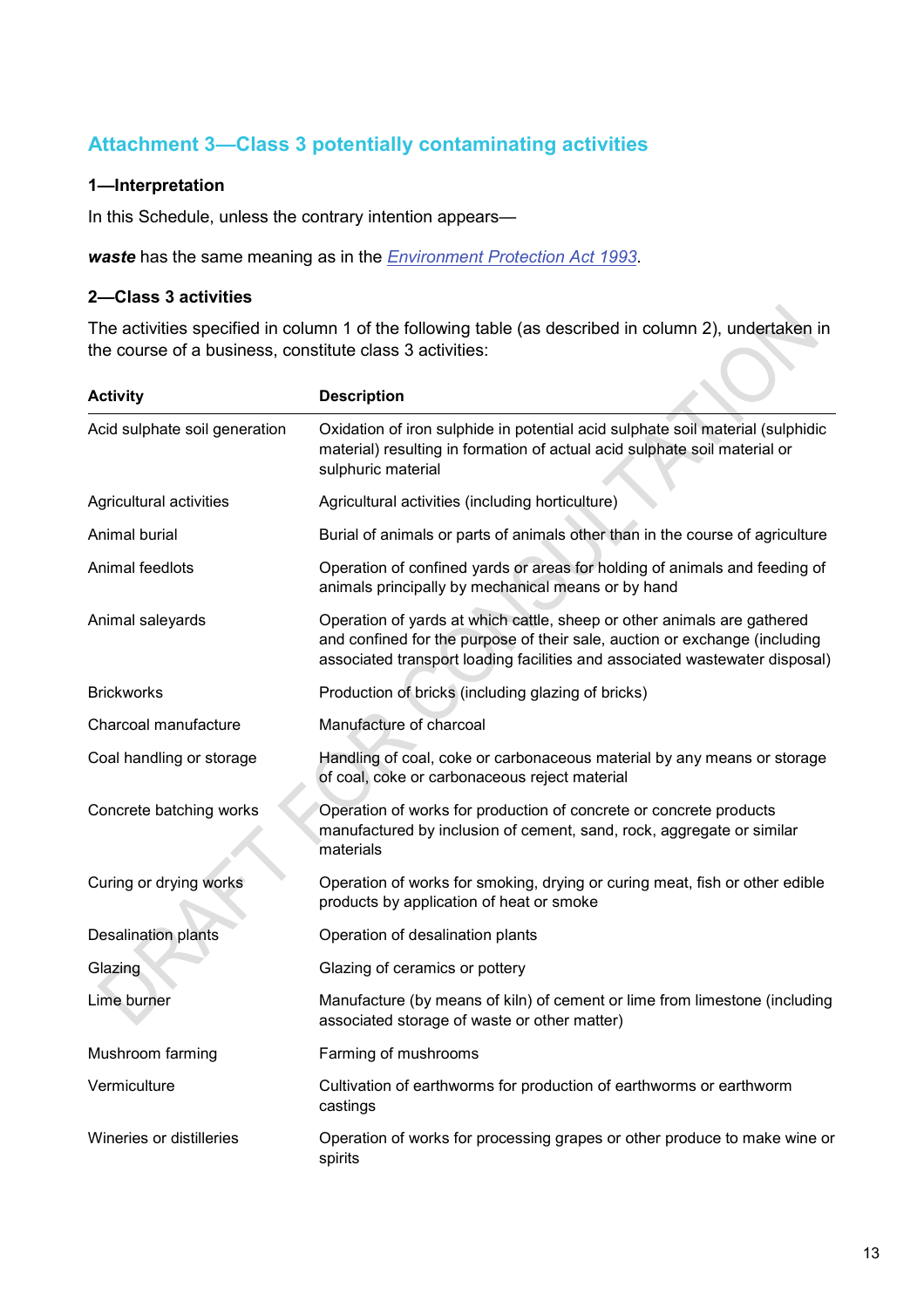## Attachment 3—Class 3 potentially contaminating activities

### 1—Interpretation

In this Schedule, unless the contrary intention appears—

***waste*** has the same meaning as in the *Environment Protection Act 1993*.

### 2—Class 3 activities

The activities specified in column 1 of the following table (as described in column 2), undertaken in the course of a business, constitute class 3 activities:

| Activity | Description |
|---|---|
| Acid sulphate soil generation | Oxidation of iron sulphide in potential acid sulphate soil material (sulphidic material) resulting in formation of actual acid sulphate soil material or sulphuric material |
| Agricultural activities | Agricultural activities (including horticulture) |
| Animal burial | Burial of animals or parts of animals other than in the course of agriculture |
| Animal feedlots | Operation of confined yards or areas for holding of animals and feeding of animals principally by mechanical means or by hand |
| Animal saleyards | Operation of yards at which cattle, sheep or other animals are gathered and confined for the purpose of their sale, auction or exchange (including associated transport loading facilities and associated wastewater disposal) |
| Brickworks | Production of bricks (including glazing of bricks) |
| Charcoal manufacture | Manufacture of charcoal |
| Coal handling or storage | Handling of coal, coke or carbonaceous material by any means or storage of coal, coke or carbonaceous reject material |
| Concrete batching works | Operation of works for production of concrete or concrete products manufactured by inclusion of cement, sand, rock, aggregate or similar materials |
| Curing or drying works | Operation of works for smoking, drying or curing meat, fish or other edible products by application of heat or smoke |
| Desalination plants | Operation of desalination plants |
| Glazing | Glazing of ceramics or pottery |
| Lime burner | Manufacture (by means of kiln) of cement or lime from limestone (including associated storage of waste or other matter) |
| Mushroom farming | Farming of mushrooms |
| Vermiculture | Cultivation of earthworms for production of earthworms or earthworm castings |
| Wineries or distilleries | Operation of works for processing grapes or other produce to make wine or spirits |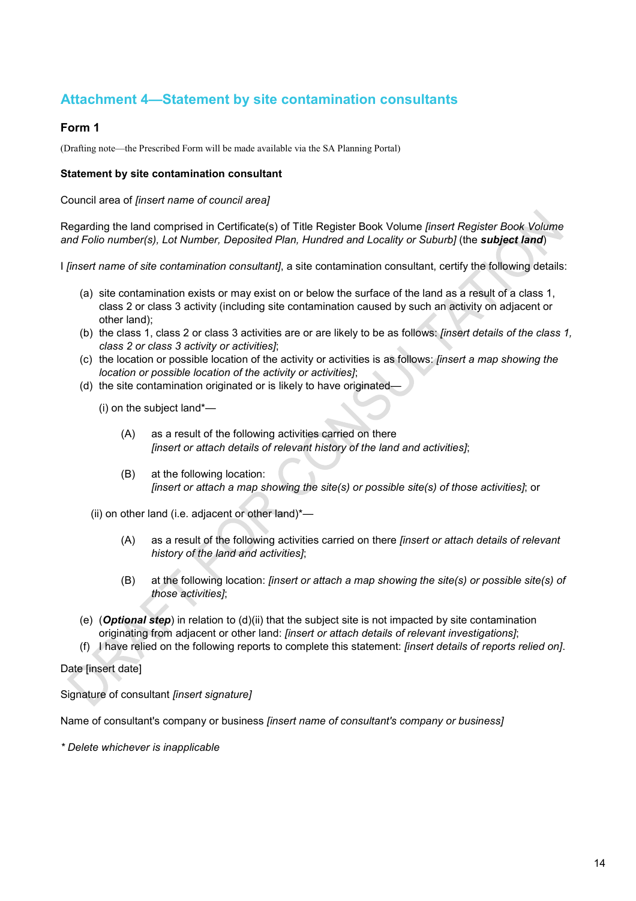## Attachment 4—Statement by site contamination consultants

### Form 1

(Drafting note—the Prescribed Form will be made available via the SA Planning Portal)

**Statement by site contamination consultant**

Council area of *[insert name of council area]*

Regarding the land comprised in Certificate(s) of Title Register Book Volume *[insert Register Book Volume and Folio number(s), Lot Number, Deposited Plan, Hundred and Locality or Suburb]* (the ***subject land***)

I *[insert name of site contamination consultant]*, a site contamination consultant, certify the following details:

(a) site contamination exists or may exist on or below the surface of the land as a result of a class 1, class 2 or class 3 activity (including site contamination caused by such an activity on adjacent or other land);

(b) the class 1, class 2 or class 3 activities are or are likely to be as follows: *[insert details of the class 1, class 2 or class 3 activity or activities]*;

(c) the location or possible location of the activity or activities is as follows: *[insert a map showing the location or possible location of the activity or activities]*;

(d) the site contamination originated or is likely to have originated—

(i) on the subject land*—

(A) as a result of the following activities carried on there *[insert or attach details of relevant history of the land and activities]*;

(B) at the following location: *[insert or attach a map showing the site(s) or possible site(s) of those activities]*; or

(ii) on other land (i.e. adjacent or other land)*—

(A) as a result of the following activities carried on there *[insert or attach details of relevant history of the land and activities]*;

(B) at the following location: *[insert or attach a map showing the site(s) or possible site(s) of those activities]*;

(e) (***Optional step***) in relation to (d)(ii) that the subject site is not impacted by site contamination originating from adjacent or other land: *[insert or attach details of relevant investigations]*;

(f) I have relied on the following reports to complete this statement: *[insert details of reports relied on]*.

Date [insert date]

Signature of consultant *[insert signature]*

Name of consultant's company or business *[insert name of consultant's company or business]*

*\* Delete whichever is inapplicable*